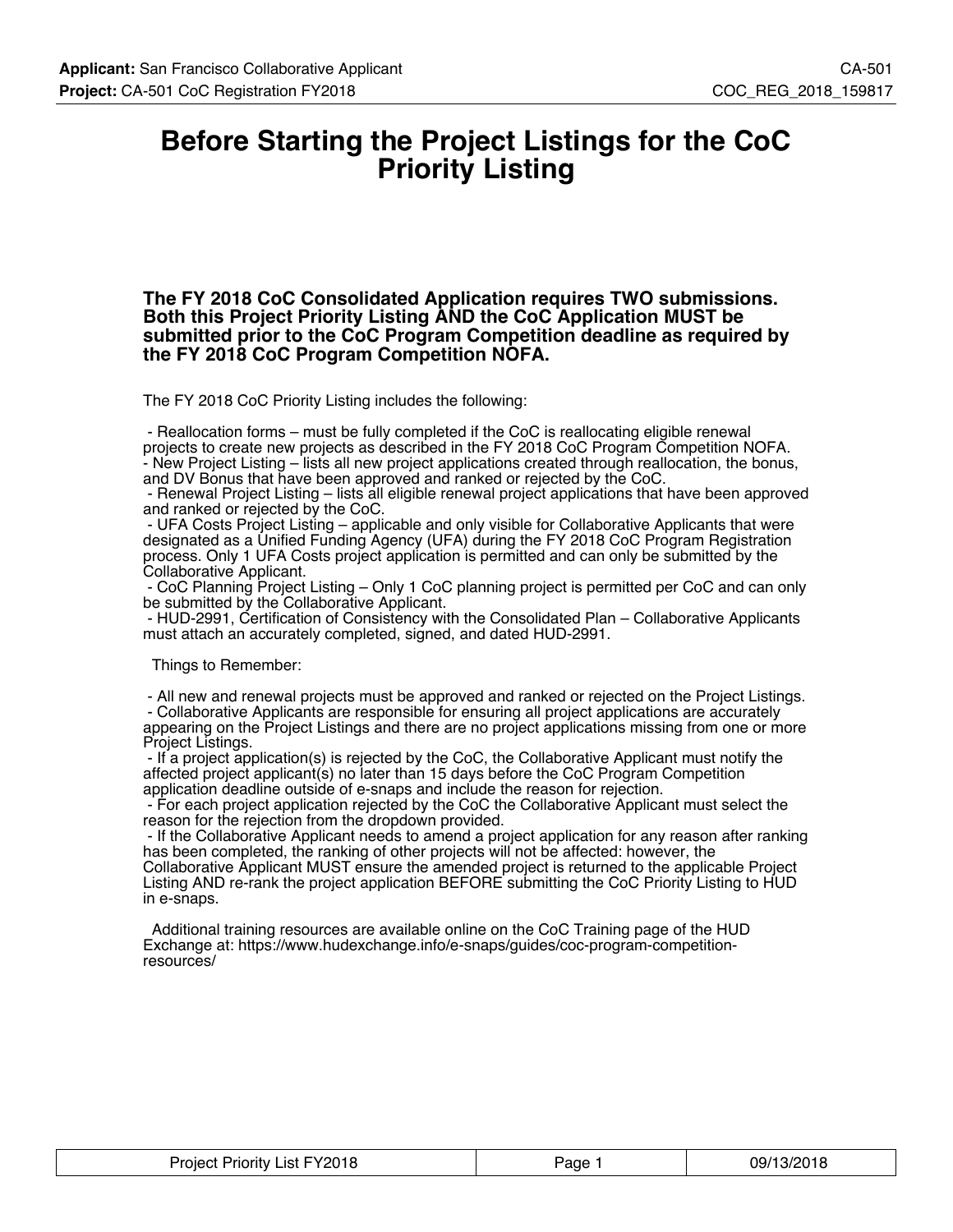# Before Starting the Project Listings for the CoC Priority Listing

**The FY 2018 CoC Consolidated Application requires TWO submissions. Both this Project Priority Listing AND the CoC Application MUST be submitted prior to the CoC Program Competition deadline as required by the FY 2018 CoC Program Competition NOFA.**

The FY 2018 CoC Priority Listing includes the following:

- Reallocation forms – must be fully completed if the CoC is reallocating eligible renewal projects to create new projects as described in the FY 2018 CoC Program Competition NOFA.
- New Project Listing – lists all new project applications created through reallocation, the bonus, and DV Bonus that have been approved and ranked or rejected by the CoC.
- Renewal Project Listing – lists all eligible renewal project applications that have been approved and ranked or rejected by the CoC.
- UFA Costs Project Listing – applicable and only visible for Collaborative Applicants that were designated as a Unified Funding Agency (UFA) during the FY 2018 CoC Program Registration process. Only 1 UFA Costs project application is permitted and can only be submitted by the Collaborative Applicant.
- CoC Planning Project Listing – Only 1 CoC planning project is permitted per CoC and can only be submitted by the Collaborative Applicant.
- HUD-2991, Certification of Consistency with the Consolidated Plan – Collaborative Applicants must attach an accurately completed, signed, and dated HUD-2991.

Things to Remember:

- All new and renewal projects must be approved and ranked or rejected on the Project Listings.
- Collaborative Applicants are responsible for ensuring all project applications are accurately appearing on the Project Listings and there are no project applications missing from one or more Project Listings.
- If a project application(s) is rejected by the CoC, the Collaborative Applicant must notify the affected project applicant(s) no later than 15 days before the CoC Program Competition application deadline outside of e-snaps and include the reason for rejection.
- For each project application rejected by the CoC the Collaborative Applicant must select the reason for the rejection from the dropdown provided.
- If the Collaborative Applicant needs to amend a project application for any reason after ranking has been completed, the ranking of other projects will not be affected: however, the Collaborative Applicant MUST ensure the amended project is returned to the applicable Project Listing AND re-rank the project application BEFORE submitting the CoC Priority Listing to HUD in e-snaps.

Additional training resources are available online on the CoC Training page of the HUD Exchange at: https://www.hudexchange.info/e-snaps/guides/coc-program-competition-resources/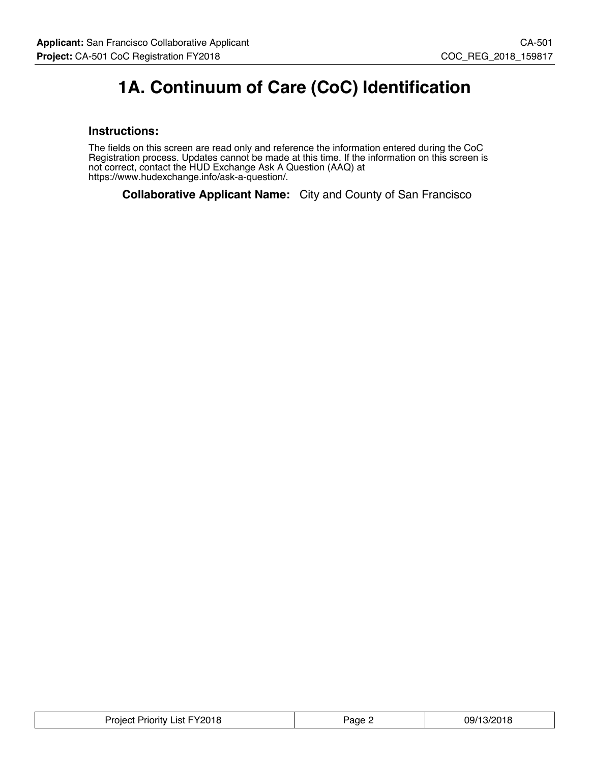# 1A. Continuum of Care (CoC) Identification

### Instructions:

The fields on this screen are read only and reference the information entered during the CoC Registration process. Updates cannot be made at this time. If the information on this screen is not correct, contact the HUD Exchange Ask A Question (AAQ) at https://www.hudexchange.info/ask-a-question/.

**Collaborative Applicant Name:** City and County of San Francisco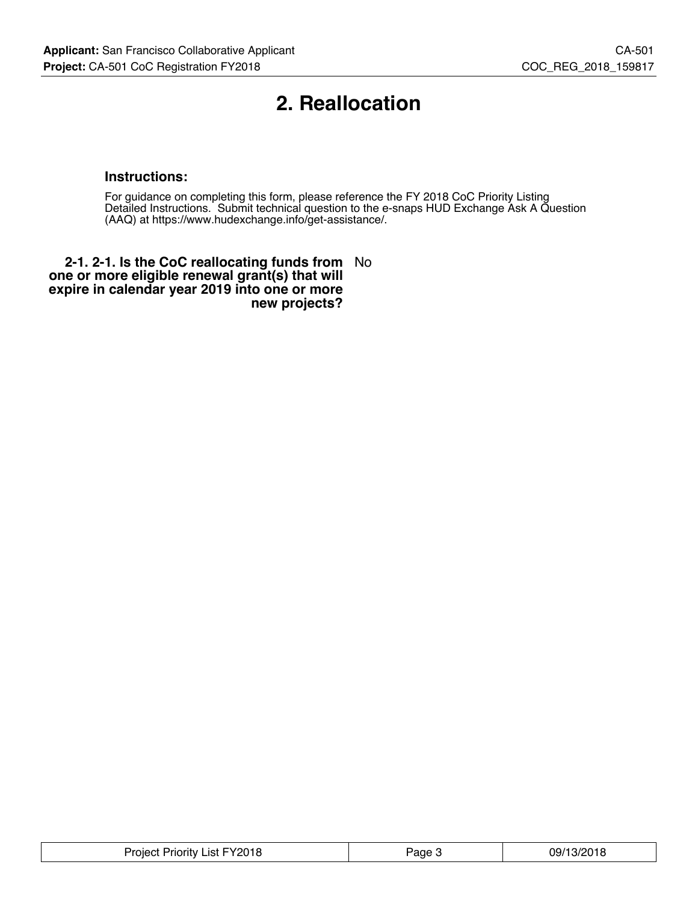# 2. Reallocation

### Instructions:

For guidance on completing this form, please reference the FY 2018 CoC Priority Listing Detailed Instructions. Submit technical question to the e-snaps HUD Exchange Ask A Question (AAQ) at https://www.hudexchange.info/get-assistance/.

**2-1. 2-1. Is the CoC reallocating funds from one or more eligible renewal grant(s) that will expire in calendar year 2019 into one or more new projects?** No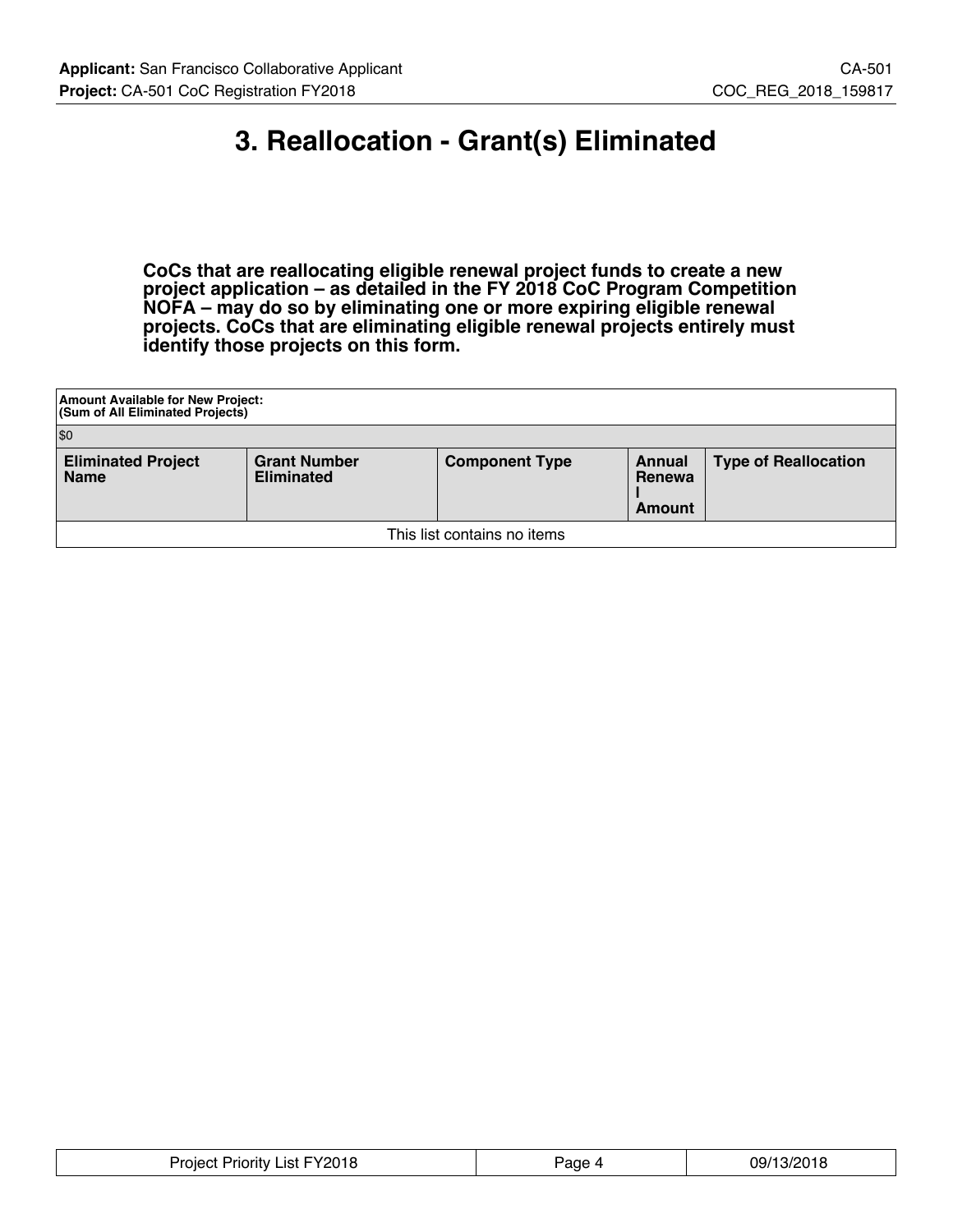# 3. Reallocation - Grant(s) Eliminated

**CoCs that are reallocating eligible renewal project funds to create a new project application – as detailed in the FY 2018 CoC Program Competition NOFA – may do so by eliminating one or more expiring eligible renewal projects. CoCs that are eliminating eligible renewal projects entirely must identify those projects on this form.**

| Amount Available for New Project: (Sum of All Eliminated Projects) | | | | |
|---|---|---|---|---|
| $0 | | | | |
| **Eliminated Project Name** | **Grant Number Eliminated** | **Component Type** | **Annual Renewal Amount** | **Type of Reallocation** |
| This list contains no items | | | | |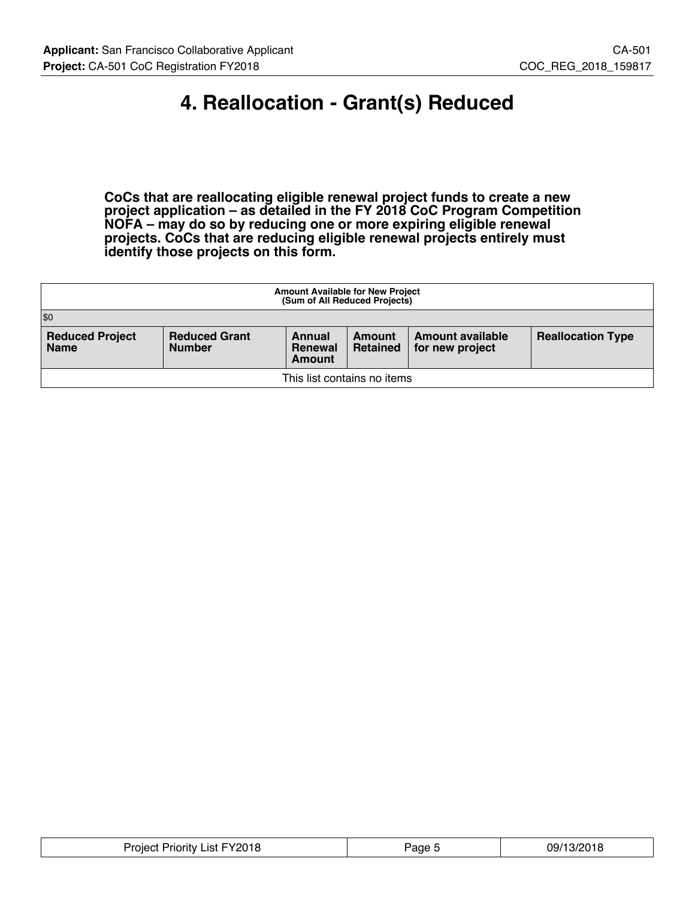# 4. Reallocation - Grant(s) Reduced

**CoCs that are reallocating eligible renewal project funds to create a new project application – as detailed in the FY 2018 CoC Program Competition NOFA – may do so by reducing one or more expiring eligible renewal projects. CoCs that are reducing eligible renewal projects entirely must identify those projects on this form.**

| Amount Available for New Project (Sum of All Reduced Projects) | | | | | |
|---|---|---|---|---|---|
| $0 | | | | | |
| **Reduced Project Name** | **Reduced Grant Number** | **Annual Renewal Amount** | **Amount Retained** | **Amount available for new project** | **Reallocation Type** |
| This list contains no items | | | | | |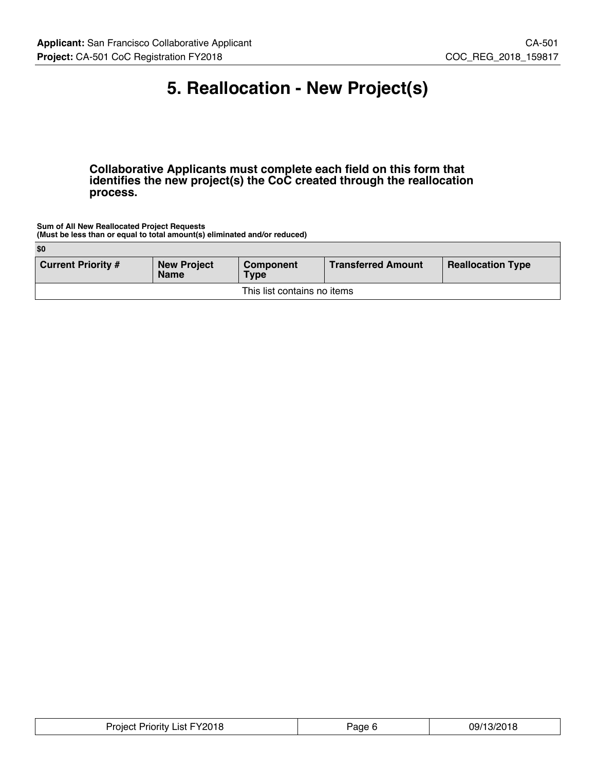# 5. Reallocation - New Project(s)

**Collaborative Applicants must complete each field on this form that identifies the new project(s) the CoC created through the reallocation process.**

**Sum of All New Reallocated Project Requests**
**(Must be less than or equal to total amount(s) eliminated and/or reduced)**

| $0 | | | | |
|---|---|---|---|---|
| **Current Priority #** | **New Project Name** | **Component Type** | **Transferred Amount** | **Reallocation Type** |
| This list contains no items | | | | |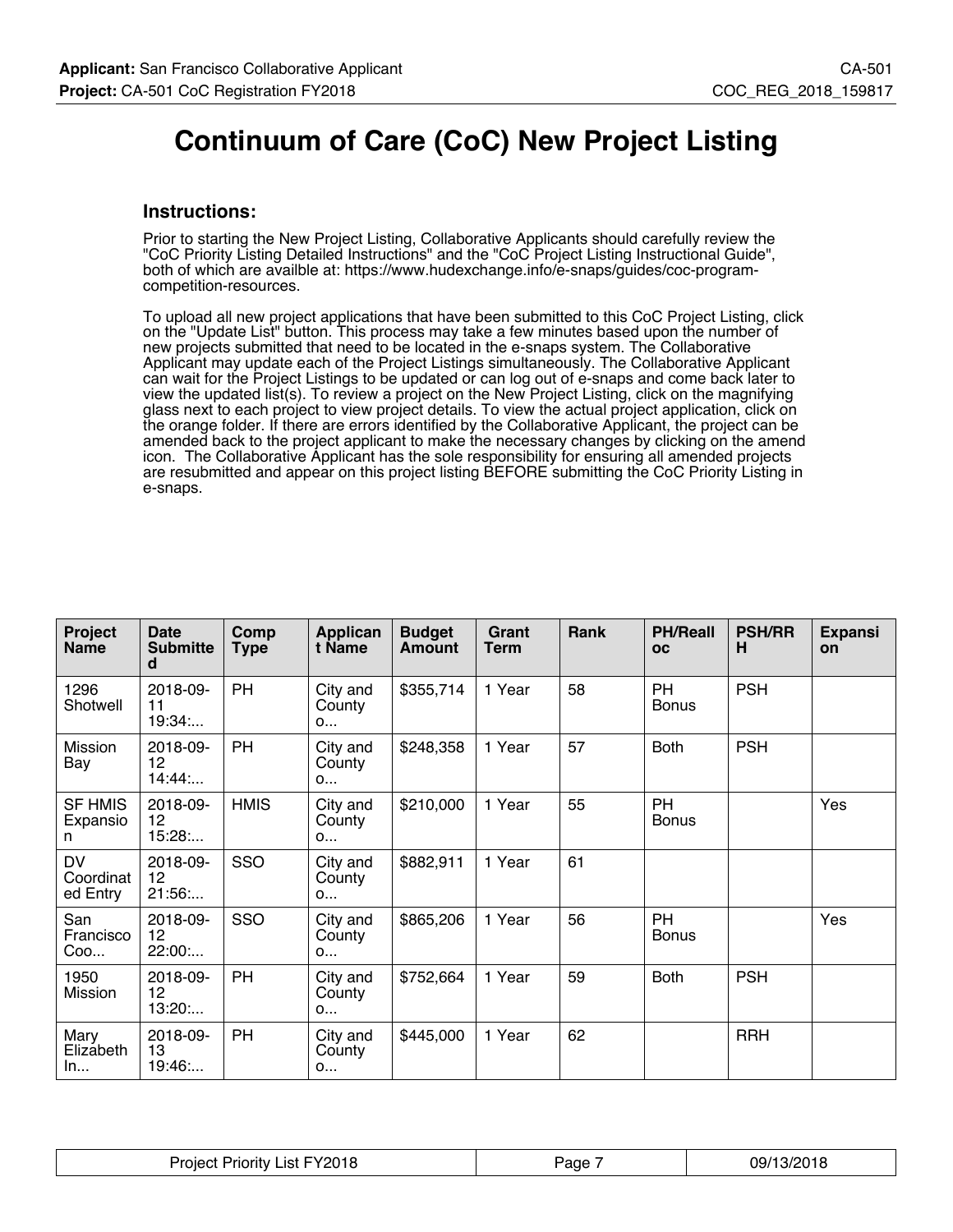# Continuum of Care (CoC) New Project Listing

## Instructions:

Prior to starting the New Project Listing, Collaborative Applicants should carefully review the "CoC Priority Listing Detailed Instructions" and the "CoC Project Listing Instructional Guide", both of which are availble at: https://www.hudexchange.info/e-snaps/guides/coc-program-competition-resources.

To upload all new project applications that have been submitted to this CoC Project Listing, click on the "Update List" button. This process may take a few minutes based upon the number of new projects submitted that need to be located in the e-snaps system. The Collaborative Applicant may update each of the Project Listings simultaneously. The Collaborative Applicant can wait for the Project Listings to be updated or can log out of e-snaps and come back later to view the updated list(s). To review a project on the New Project Listing, click on the magnifying glass next to each project to view project details. To view the actual project application, click on the orange folder. If there are errors identified by the Collaborative Applicant, the project can be amended back to the project applicant to make the necessary changes by clicking on the amend icon. The Collaborative Applicant has the sole responsibility for ensuring all amended projects are resubmitted and appear on this project listing BEFORE submitting the CoC Priority Listing in e-snaps.

| Project Name | Date Submitted | Comp Type | Applicant Name | Budget Amount | Grant Term | Rank | PH/Realloc | PSH/RRH | Expansion |
|---|---|---|---|---|---|---|---|---|---|
| 1296 Shotwell | 2018-09-11 19:34:... | PH | City and County o... | $355,714 | 1 Year | 58 | PH Bonus | PSH | |
| Mission Bay | 2018-09-12 14:44:... | PH | City and County o... | $248,358 | 1 Year | 57 | Both | PSH | |
| SF HMIS Expansion | 2018-09-12 15:28:... | HMIS | City and County o... | $210,000 | 1 Year | 55 | PH Bonus | | Yes |
| DV Coordinated Entry | 2018-09-12 21:56:... | SSO | City and County o... | $882,911 | 1 Year | 61 | | | |
| San Francisco Coo... | 2018-09-12 22:00:... | SSO | City and County o... | $865,206 | 1 Year | 56 | PH Bonus | | Yes |
| 1950 Mission | 2018-09-12 13:20:... | PH | City and County o... | $752,664 | 1 Year | 59 | Both | PSH | |
| Mary Elizabeth In... | 2018-09-13 19:46:... | PH | City and County o... | $445,000 | 1 Year | 62 | | RRH | |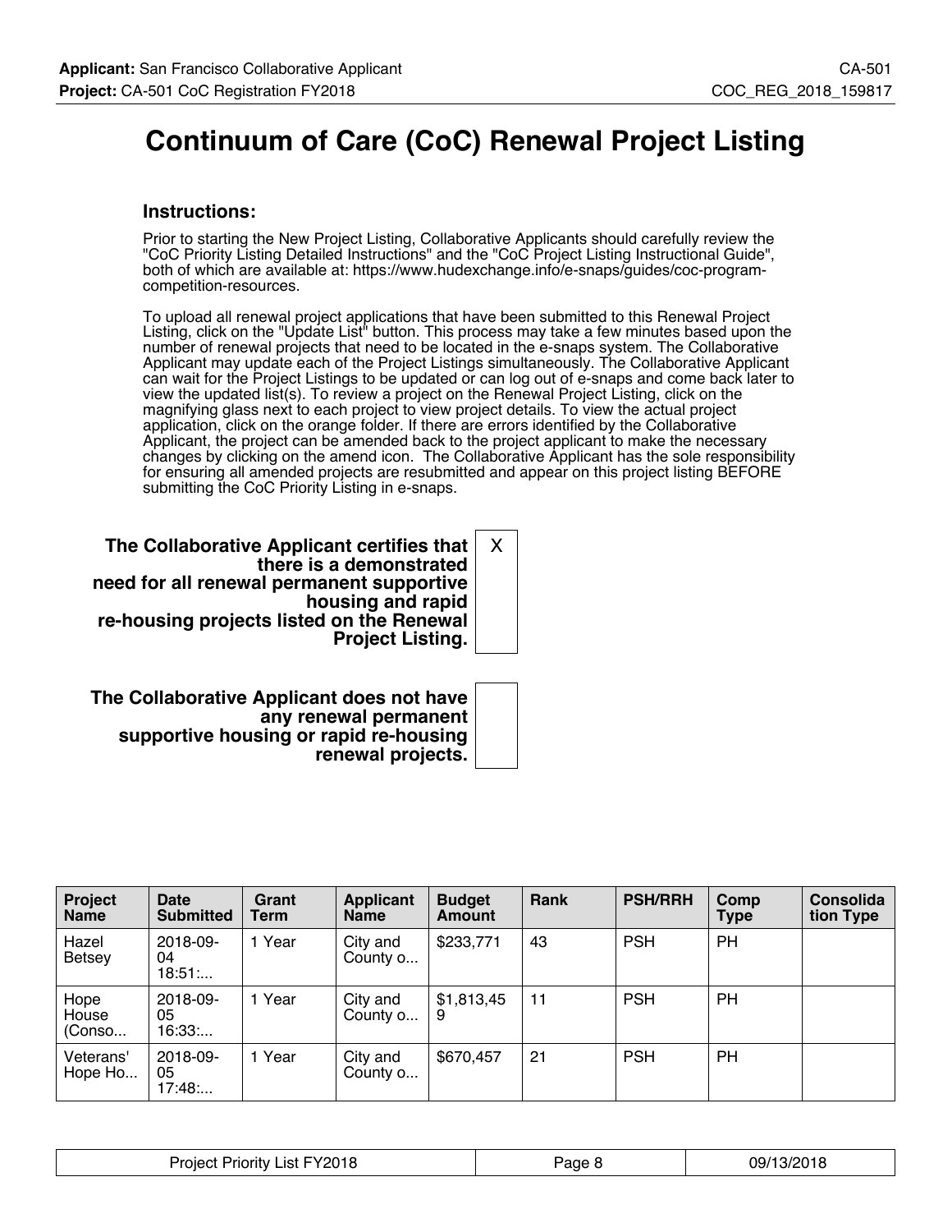# Continuum of Care (CoC) Renewal Project Listing

### Instructions:

Prior to starting the New Project Listing, Collaborative Applicants should carefully review the "CoC Priority Listing Detailed Instructions" and the "CoC Project Listing Instructional Guide", both of which are available at: https://www.hudexchange.info/e-snaps/guides/coc-program-competition-resources.

To upload all renewal project applications that have been submitted to this Renewal Project Listing, click on the "Update List" button. This process may take a few minutes based upon the number of renewal projects that need to be located in the e-snaps system. The Collaborative Applicant may update each of the Project Listings simultaneously. The Collaborative Applicant can wait for the Project Listings to be updated or can log out of e-snaps and come back later to view the updated list(s). To review a project on the Renewal Project Listing, click on the magnifying glass next to each project to view project details. To view the actual project application, click on the orange folder. If there are errors identified by the Collaborative Applicant, the project can be amended back to the project applicant to make the necessary changes by clicking on the amend icon. The Collaborative Applicant has the sole responsibility for ensuring all amended projects are resubmitted and appear on this project listing BEFORE submitting the CoC Priority Listing in e-snaps.

| | |
|---|---|
| **The Collaborative Applicant certifies that there is a demonstrated need for all renewal permanent supportive housing and rapid re-housing projects listed on the Renewal Project Listing.** | X |
| **The Collaborative Applicant does not have any renewal permanent supportive housing or rapid re-housing renewal projects.** | |

| Project Name | Date Submitted | Grant Term | Applicant Name | Budget Amount | Rank | PSH/RRH | Comp Type | Consolidation Type |
|---|---|---|---|---|---|---|---|---|
| Hazel Betsey | 2018-09-04 18:51:... | 1 Year | City and County o... | $233,771 | 43 | PSH | PH | |
| Hope House (Conso... | 2018-09-05 16:33:... | 1 Year | City and County o... | $1,813,459 | 11 | PSH | PH | |
| Veterans' Hope Ho... | 2018-09-05 17:48:... | 1 Year | City and County o... | $670,457 | 21 | PSH | PH | |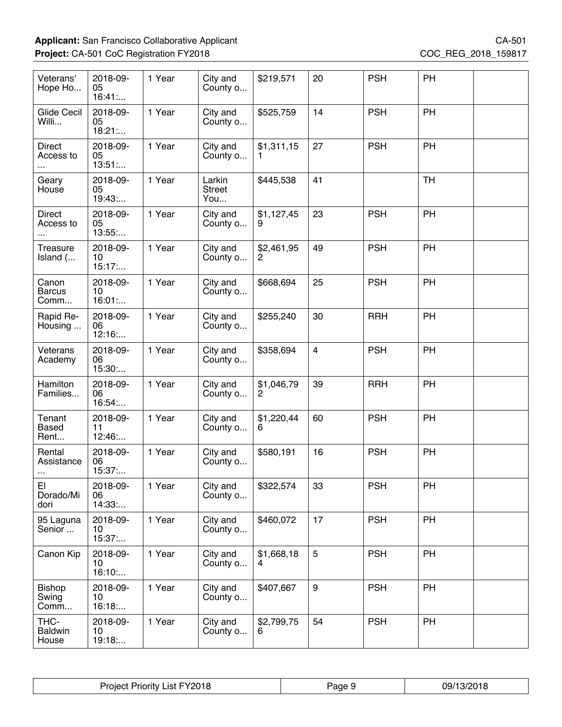| | | | | | | | | |
|---|---|---|---|---|---|---|---|---|
| Veterans' Hope Ho... | 2018-09-05 16:41:... | 1 Year | City and County o... | $219,571 | 20 | PSH | PH | |
| Glide Cecil Willi... | 2018-09-05 18:21:... | 1 Year | City and County o... | $525,759 | 14 | PSH | PH | |
| Direct Access to ... | 2018-09-05 13:51:... | 1 Year | City and County o... | $1,311,151 | 27 | PSH | PH | |
| Geary House | 2018-09-05 19:43:... | 1 Year | Larkin Street You... | $445,538 | 41 | | TH | |
| Direct Access to ... | 2018-09-05 13:55:... | 1 Year | City and County o... | $1,127,459 | 23 | PSH | PH | |
| Treasure Island (... | 2018-09-10 15:17:... | 1 Year | City and County o... | $2,461,952 | 49 | PSH | PH | |
| Canon Barcus Comm... | 2018-09-10 16:01:... | 1 Year | City and County o... | $668,694 | 25 | PSH | PH | |
| Rapid Re-Housing ... | 2018-09-06 12:16:... | 1 Year | City and County o... | $255,240 | 30 | RRH | PH | |
| Veterans Academy | 2018-09-06 15:30:... | 1 Year | City and County o... | $358,694 | 4 | PSH | PH | |
| Hamilton Families... | 2018-09-06 16:54:... | 1 Year | City and County o... | $1,046,792 | 39 | RRH | PH | |
| Tenant Based Rent... | 2018-09-11 12:46:... | 1 Year | City and County o... | $1,220,446 | 60 | PSH | PH | |
| Rental Assistance ... | 2018-09-06 15:37:... | 1 Year | City and County o... | $580,191 | 16 | PSH | PH | |
| El Dorado/Midori | 2018-09-06 14:33:... | 1 Year | City and County o... | $322,574 | 33 | PSH | PH | |
| 95 Laguna Senior ... | 2018-09-10 15:37:... | 1 Year | City and County o... | $460,072 | 17 | PSH | PH | |
| Canon Kip | 2018-09-10 16:10:... | 1 Year | City and County o... | $1,668,184 | 5 | PSH | PH | |
| Bishop Swing Comm... | 2018-09-10 16:18:... | 1 Year | City and County o... | $407,667 | 9 | PSH | PH | |
| THC-Baldwin House | 2018-09-10 19:18:... | 1 Year | City and County o... | $2,799,756 | 54 | PSH | PH | |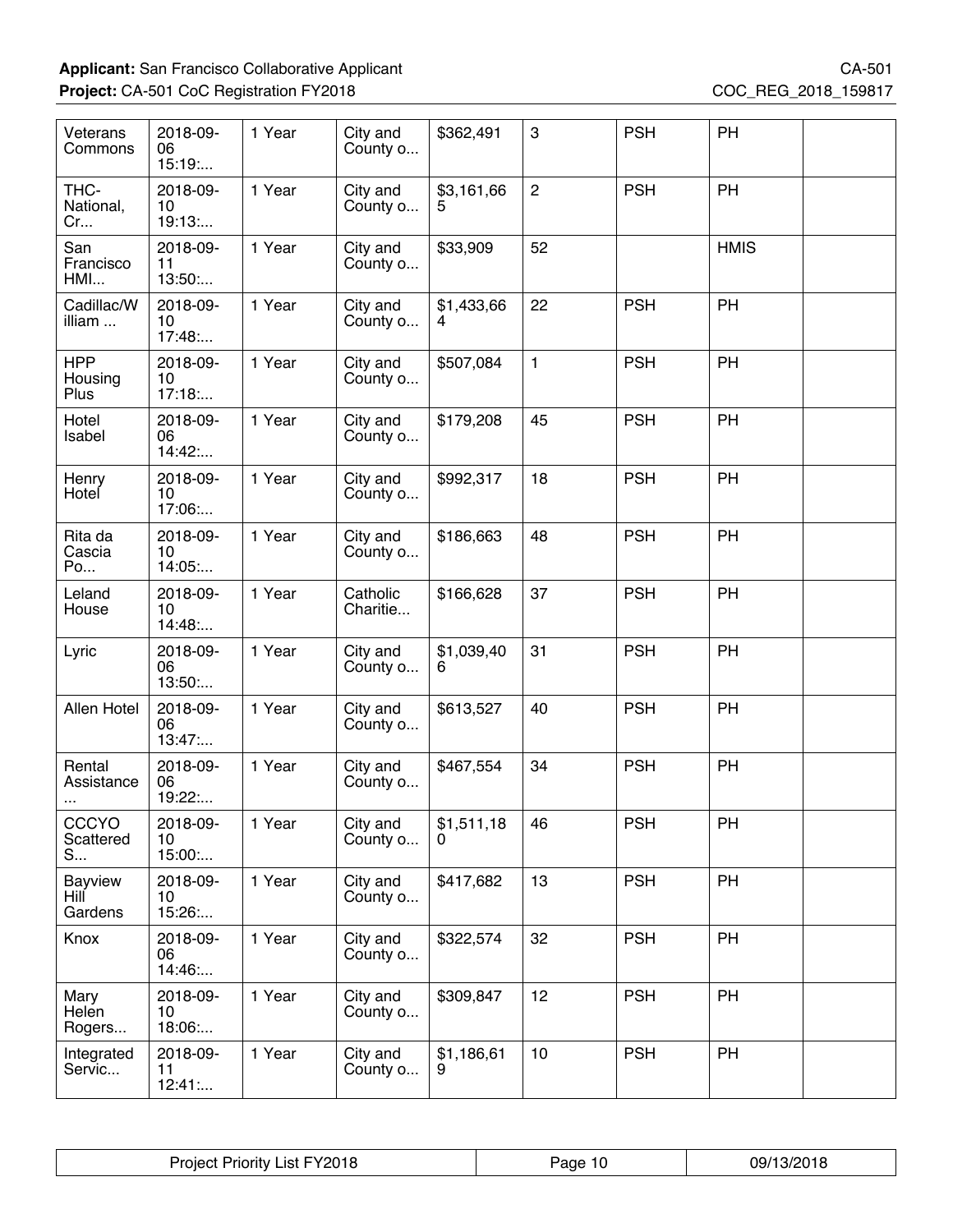| Veterans Commons | 2018-09-06 15:19:... | 1 Year | City and County o... | $362,491 | 3 | PSH | PH | |
|---|---|---|---|---|---|---|---|---|
| THC-National, Cr... | 2018-09-10 19:13:... | 1 Year | City and County o... | $3,161,665 | 2 | PSH | PH | |
| San Francisco HMI... | 2018-09-11 13:50:... | 1 Year | City and County o... | $33,909 | 52 | | HMIS | |
| Cadillac/William ... | 2018-09-10 17:48:... | 1 Year | City and County o... | $1,433,664 | 22 | PSH | PH | |
| HPP Housing Plus | 2018-09-10 17:18:... | 1 Year | City and County o... | $507,084 | 1 | PSH | PH | |
| Hotel Isabel | 2018-09-06 14:42:... | 1 Year | City and County o... | $179,208 | 45 | PSH | PH | |
| Henry Hotel | 2018-09-10 17:06:... | 1 Year | City and County o... | $992,317 | 18 | PSH | PH | |
| Rita da Cascia Po... | 2018-09-10 14:05:... | 1 Year | City and County o... | $186,663 | 48 | PSH | PH | |
| Leland House | 2018-09-10 14:48:... | 1 Year | Catholic Charitie... | $166,628 | 37 | PSH | PH | |
| Lyric | 2018-09-06 13:50:... | 1 Year | City and County o... | $1,039,406 | 31 | PSH | PH | |
| Allen Hotel | 2018-09-06 13:47:... | 1 Year | City and County o... | $613,527 | 40 | PSH | PH | |
| Rental Assistance ... | 2018-09-06 19:22:... | 1 Year | City and County o... | $467,554 | 34 | PSH | PH | |
| CCCYO Scattered S... | 2018-09-10 15:00:... | 1 Year | City and County o... | $1,511,180 | 46 | PSH | PH | |
| Bayview Hill Gardens | 2018-09-10 15:26:... | 1 Year | City and County o... | $417,682 | 13 | PSH | PH | |
| Knox | 2018-09-06 14:46:... | 1 Year | City and County o... | $322,574 | 32 | PSH | PH | |
| Mary Helen Rogers... | 2018-09-10 18:06:... | 1 Year | City and County o... | $309,847 | 12 | PSH | PH | |
| Integrated Servic... | 2018-09-11 12:41:... | 1 Year | City and County o... | $1,186,619 | 10 | PSH | PH | |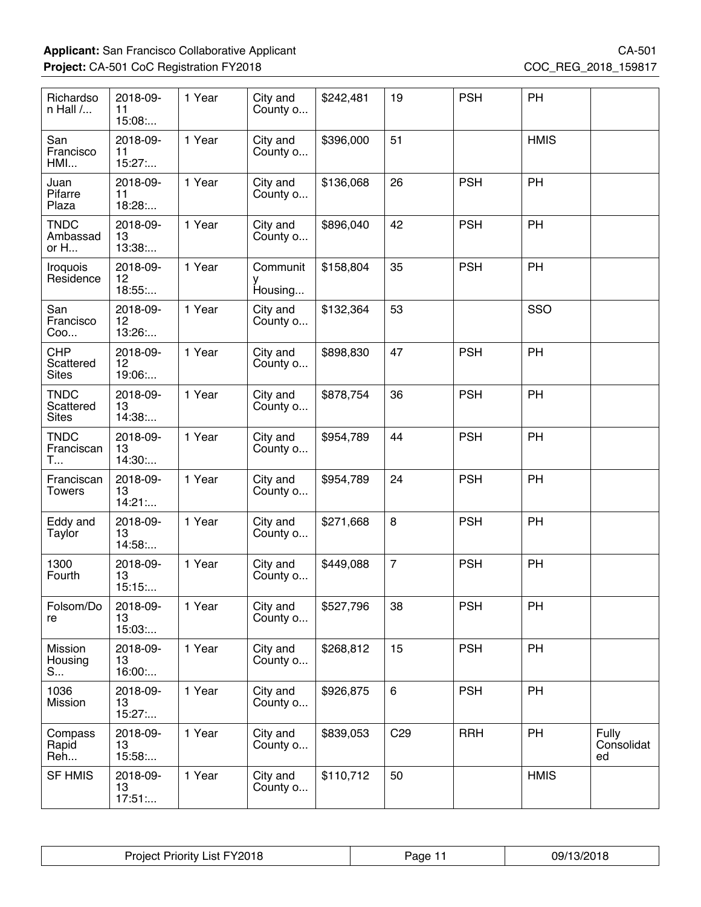| Richardson Hall /... | 2018-09-11 15:08:... | 1 Year | City and County o... | $242,481 | 19 | PSH | PH | |
|---|---|---|---|---|---|---|---|---|
| San Francisco HMI... | 2018-09-11 15:27:... | 1 Year | City and County o... | $396,000 | 51 | | HMIS | |
| Juan Pifarre Plaza | 2018-09-11 18:28:... | 1 Year | City and County o... | $136,068 | 26 | PSH | PH | |
| TNDC Ambassador H... | 2018-09-13 13:38:... | 1 Year | City and County o... | $896,040 | 42 | PSH | PH | |
| Iroquois Residence | 2018-09-12 18:55:... | 1 Year | Community Housing... | $158,804 | 35 | PSH | PH | |
| San Francisco Coo... | 2018-09-12 13:26:... | 1 Year | City and County o... | $132,364 | 53 | | SSO | |
| CHP Scattered Sites | 2018-09-12 19:06:... | 1 Year | City and County o... | $898,830 | 47 | PSH | PH | |
| TNDC Scattered Sites | 2018-09-13 14:38:... | 1 Year | City and County o... | $878,754 | 36 | PSH | PH | |
| TNDC Franciscan T... | 2018-09-13 14:30:... | 1 Year | City and County o... | $954,789 | 44 | PSH | PH | |
| Franciscan Towers | 2018-09-13 14:21:... | 1 Year | City and County o... | $954,789 | 24 | PSH | PH | |
| Eddy and Taylor | 2018-09-13 14:58:... | 1 Year | City and County o... | $271,668 | 8 | PSH | PH | |
| 1300 Fourth | 2018-09-13 15:15:... | 1 Year | City and County o... | $449,088 | 7 | PSH | PH | |
| Folsom/Dore | 2018-09-13 15:03:... | 1 Year | City and County o... | $527,796 | 38 | PSH | PH | |
| Mission Housing S... | 2018-09-13 16:00:... | 1 Year | City and County o... | $268,812 | 15 | PSH | PH | |
| 1036 Mission | 2018-09-13 15:27:... | 1 Year | City and County o... | $926,875 | 6 | PSH | PH | |
| Compass Rapid Reh... | 2018-09-13 15:58:... | 1 Year | City and County o... | $839,053 | C29 | RRH | PH | Fully Consolidated |
| SF HMIS | 2018-09-13 17:51:... | 1 Year | City and County o... | $110,712 | 50 | | HMIS | |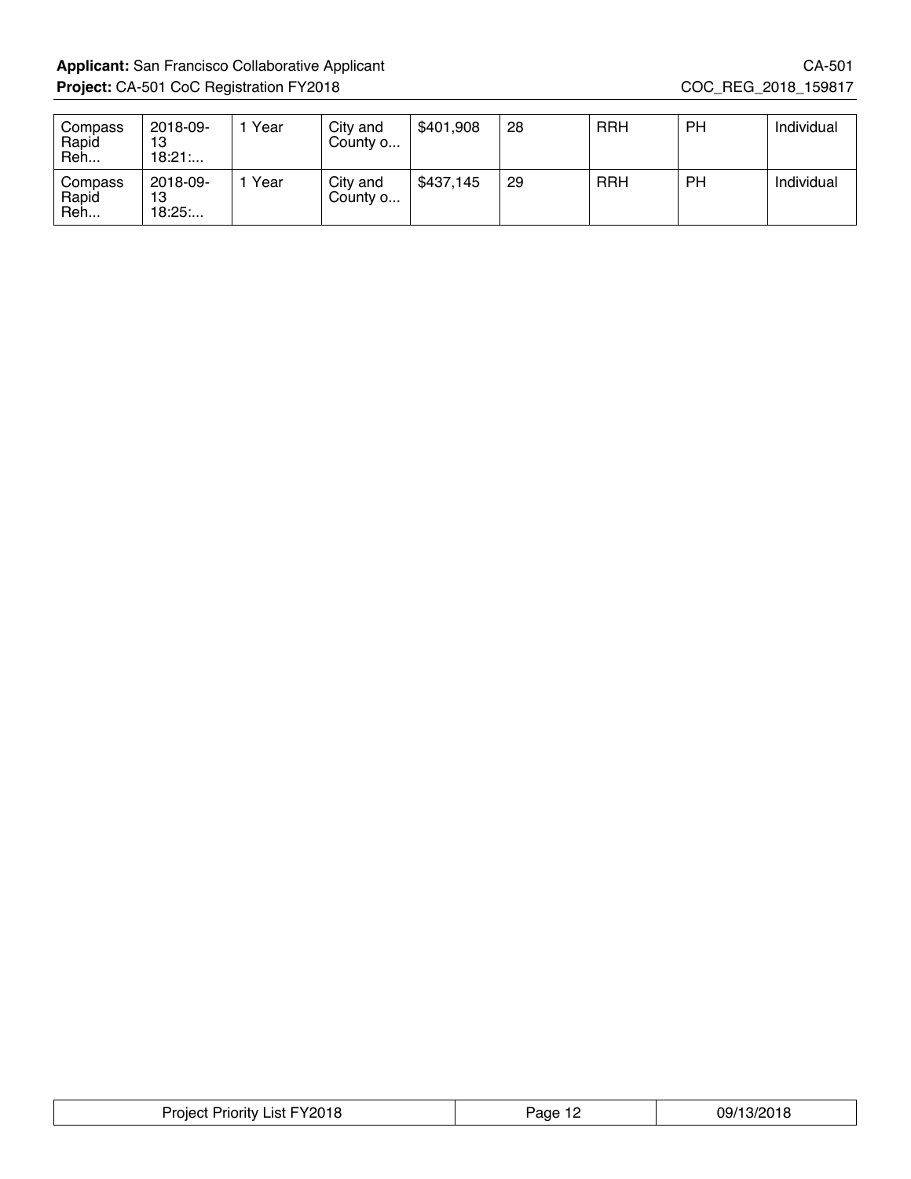| | | | | | | | | |
|---|---|---|---|---|---|---|---|---|
| Compass Rapid Reh... | 2018-09-13 18:21:... | 1 Year | City and County o... | $401,908 | 28 | RRH | PH | Individual |
| Compass Rapid Reh... | 2018-09-13 18:25:... | 1 Year | City and County o... | $437,145 | 29 | RRH | PH | Individual |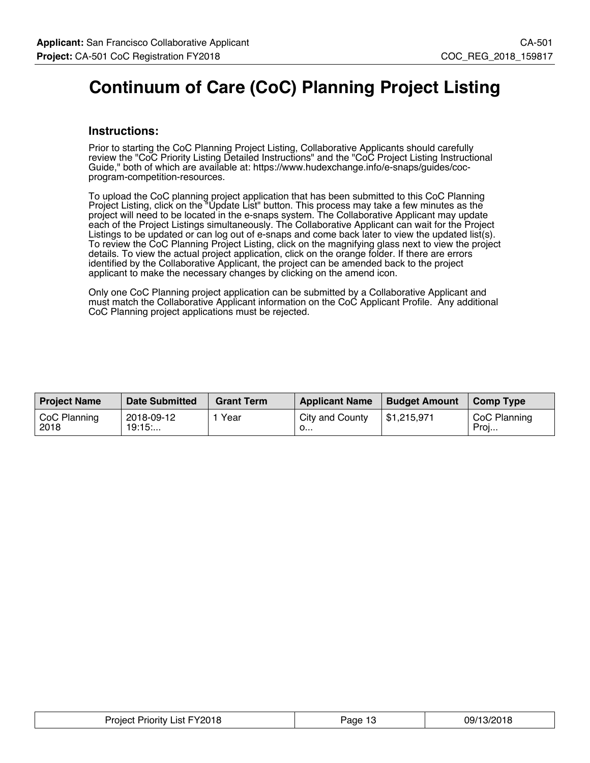# Continuum of Care (CoC) Planning Project Listing

### Instructions:

Prior to starting the CoC Planning Project Listing, Collaborative Applicants should carefully review the "CoC Priority Listing Detailed Instructions" and the "CoC Project Listing Instructional Guide," both of which are available at: https://www.hudexchange.info/e-snaps/guides/coc-program-competition-resources.

To upload the CoC planning project application that has been submitted to this CoC Planning Project Listing, click on the "Update List" button. This process may take a few minutes as the project will need to be located in the e-snaps system. The Collaborative Applicant may update each of the Project Listings simultaneously. The Collaborative Applicant can wait for the Project Listings to be updated or can log out of e-snaps and come back later to view the updated list(s). To review the CoC Planning Project Listing, click on the magnifying glass next to view the project details. To view the actual project application, click on the orange folder. If there are errors identified by the Collaborative Applicant, the project can be amended back to the project applicant to make the necessary changes by clicking on the amend icon.

Only one CoC Planning project application can be submitted by a Collaborative Applicant and must match the Collaborative Applicant information on the CoC Applicant Profile. Any additional CoC Planning project applications must be rejected.

| Project Name | Date Submitted | Grant Term | Applicant Name | Budget Amount | Comp Type |
|---|---|---|---|---|---|
| CoC Planning 2018 | 2018-09-12 19:15:... | 1 Year | City and County o... | $1,215,971 | CoC Planning Proj... |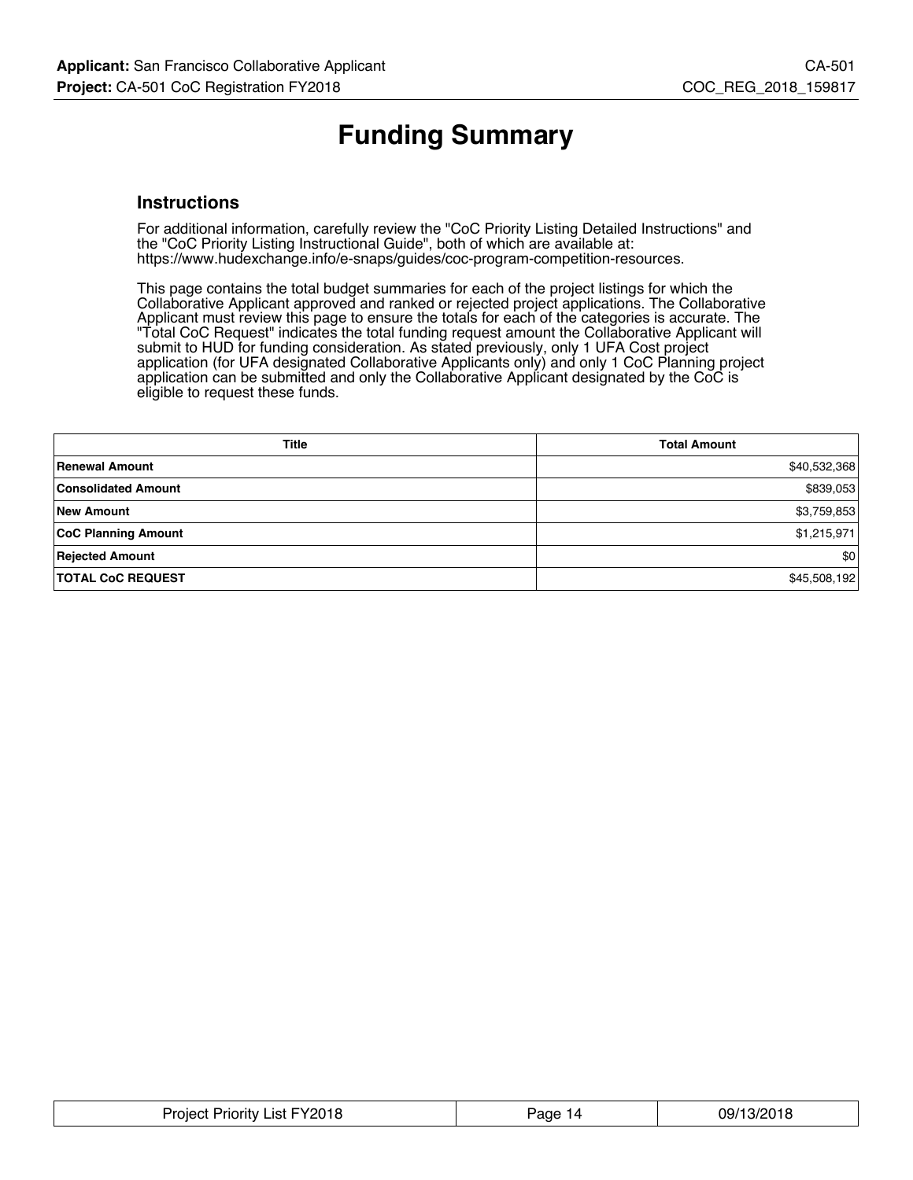# Funding Summary

## Instructions

For additional information, carefully review the "CoC Priority Listing Detailed Instructions" and the "CoC Priority Listing Instructional Guide", both of which are available at: https://www.hudexchange.info/e-snaps/guides/coc-program-competition-resources.

This page contains the total budget summaries for each of the project listings for which the Collaborative Applicant approved and ranked or rejected project applications. The Collaborative Applicant must review this page to ensure the totals for each of the categories is accurate. The "Total CoC Request" indicates the total funding request amount the Collaborative Applicant will submit to HUD for funding consideration. As stated previously, only 1 UFA Cost project application (for UFA designated Collaborative Applicants only) and only 1 CoC Planning project application can be submitted and only the Collaborative Applicant designated by the CoC is eligible to request these funds.

| Title | Total Amount |
|---|---|
| **Renewal Amount** | $40,532,368 |
| **Consolidated Amount** | $839,053 |
| **New Amount** | $3,759,853 |
| **CoC Planning Amount** | $1,215,971 |
| **Rejected Amount** | $0 |
| **TOTAL CoC REQUEST** | $45,508,192 |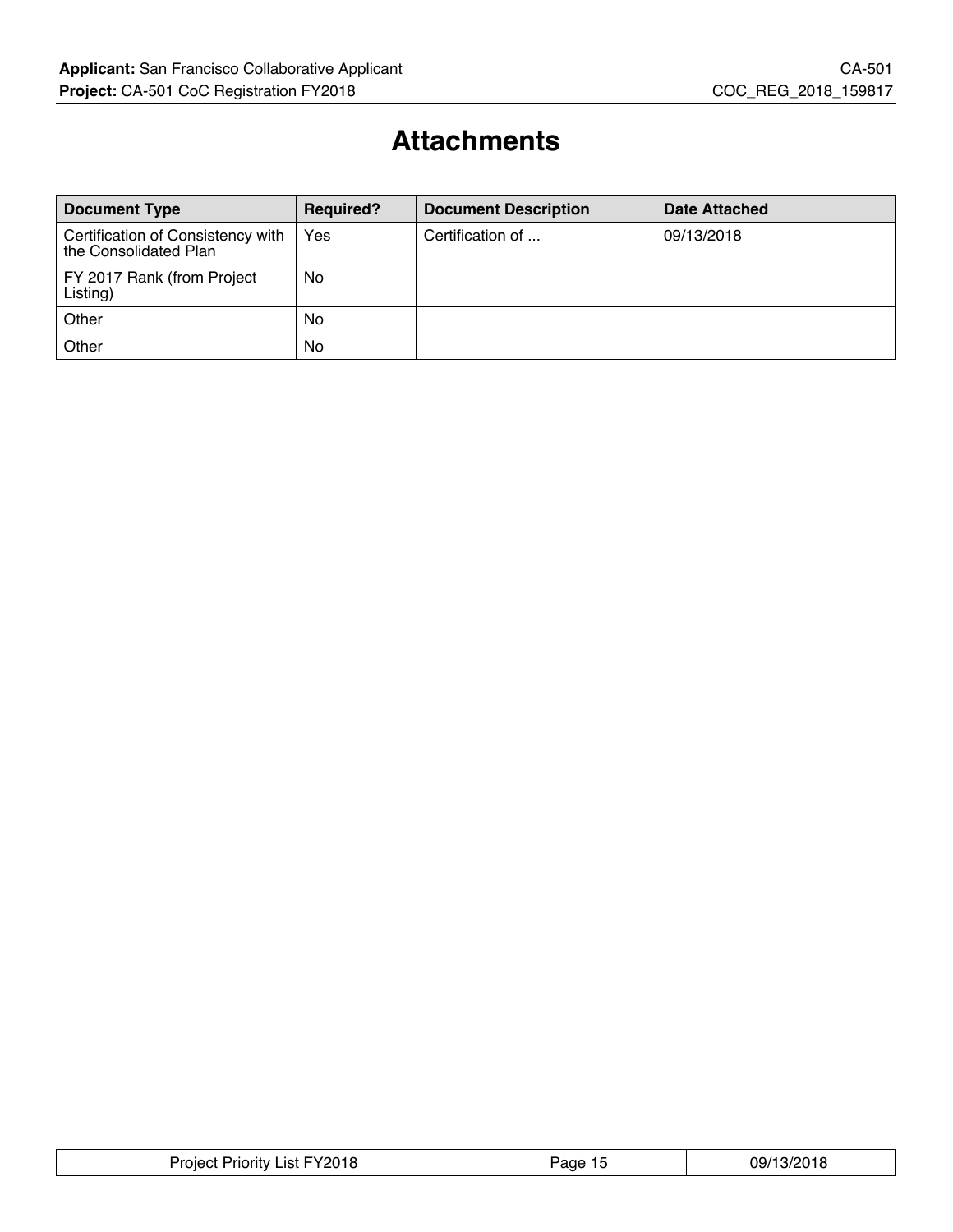# Attachments

| Document Type | Required? | Document Description | Date Attached |
|---|---|---|---|
| Certification of Consistency with the Consolidated Plan | Yes | Certification of ... | 09/13/2018 |
| FY 2017 Rank (from Project Listing) | No | | |
| Other | No | | |
| Other | No | | |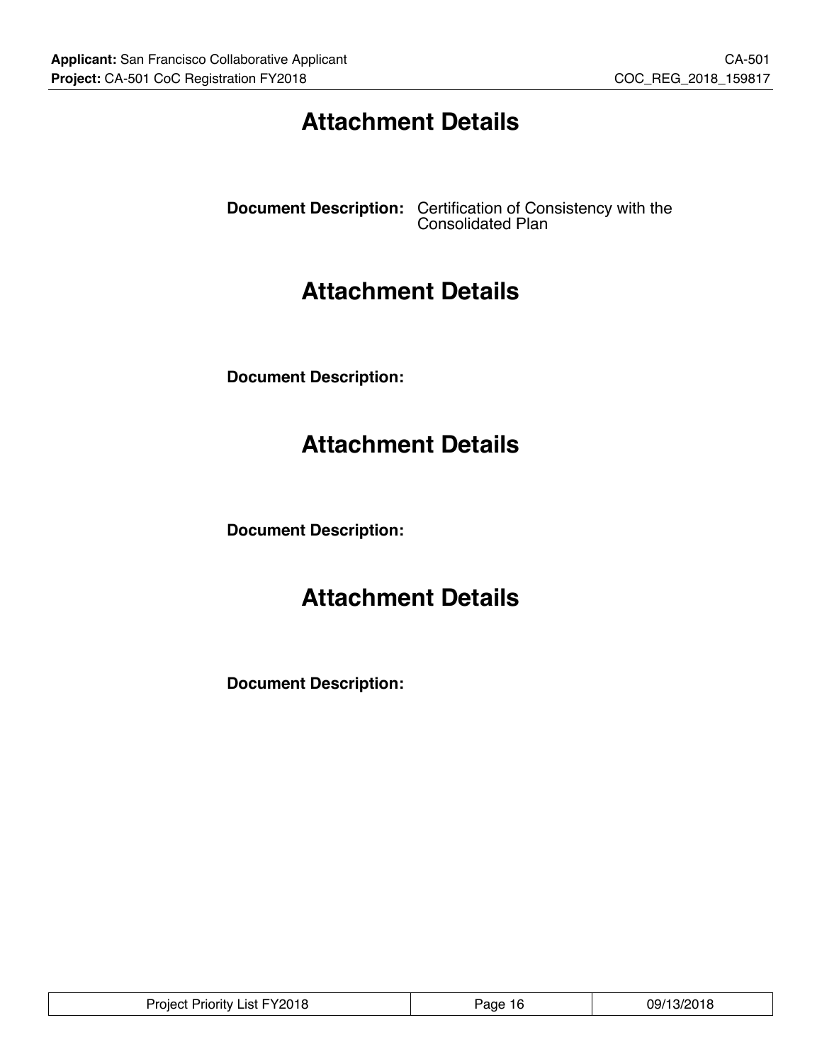# Attachment Details

**Document Description:** Certification of Consistency with the Consolidated Plan

# Attachment Details

**Document Description:**

# Attachment Details

**Document Description:**

# Attachment Details

**Document Description:**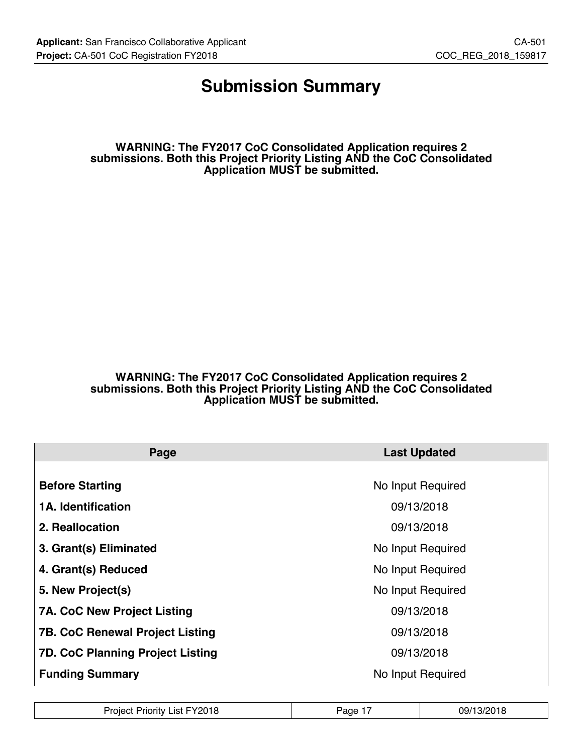# Submission Summary

**WARNING: The FY2017 CoC Consolidated Application requires 2 submissions. Both this Project Priority Listing AND the CoC Consolidated Application MUST be submitted.**

**WARNING: The FY2017 CoC Consolidated Application requires 2 submissions. Both this Project Priority Listing AND the CoC Consolidated Application MUST be submitted.**

| Page | Last Updated |
|---|---|
| **Before Starting** | No Input Required |
| **1A. Identification** | 09/13/2018 |
| **2. Reallocation** | 09/13/2018 |
| **3. Grant(s) Eliminated** | No Input Required |
| **4. Grant(s) Reduced** | No Input Required |
| **5. New Project(s)** | No Input Required |
| **7A. CoC New Project Listing** | 09/13/2018 |
| **7B. CoC Renewal Project Listing** | 09/13/2018 |
| **7D. CoC Planning Project Listing** | 09/13/2018 |
| **Funding Summary** | No Input Required |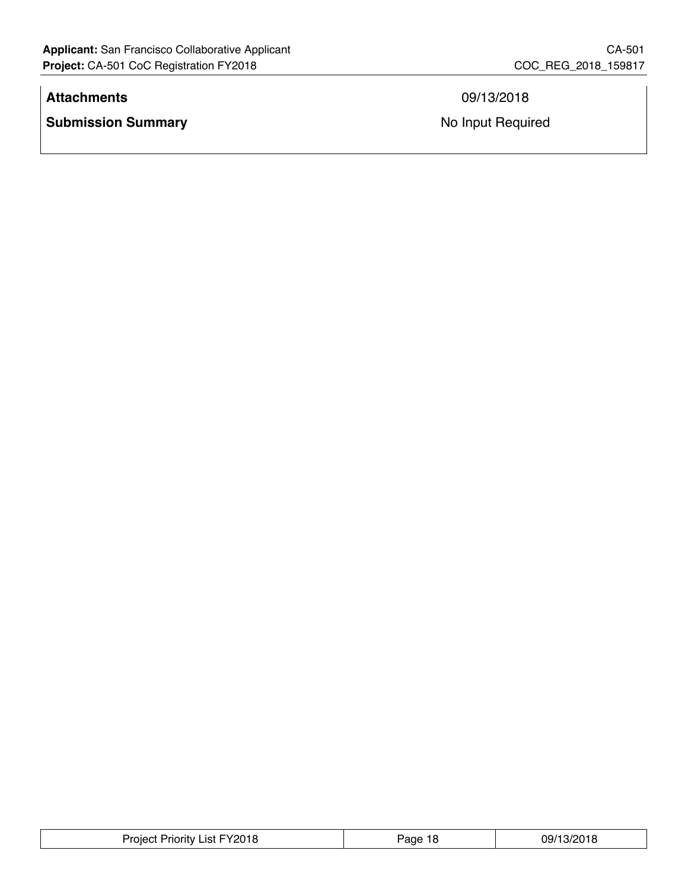| | |
|---|---|
| **Attachments** | 09/13/2018 |
| **Submission Summary** | No Input Required |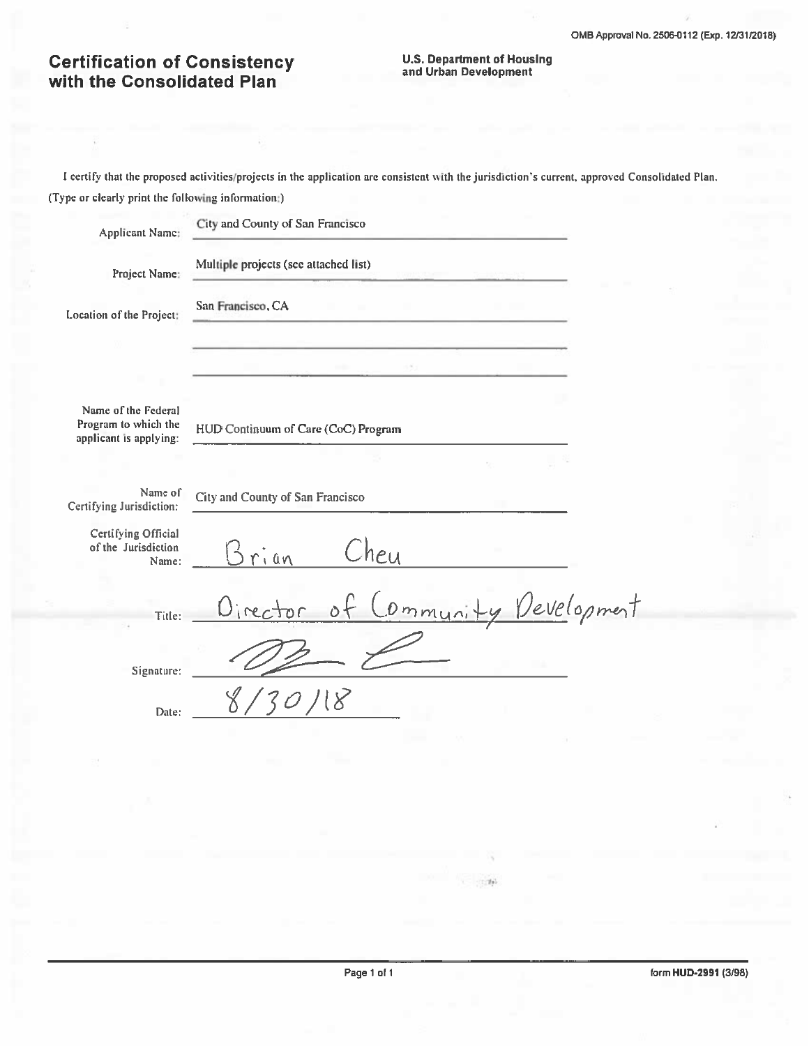OMB Approval No. 2506-0112 (Exp. 12/31/2018)

# Certification of Consistency with the Consolidated Plan

**U.S. Department of Housing and Urban Development**

I certify that the proposed activities/projects in the application are consistent with the jurisdiction's current, approved Consolidated Plan.

(Type or clearly print the following information:)

Applicant Name: City and County of San Francisco

Project Name: Multiple projects (see attached list)

Location of the Project: San Francisco, CA

Name of the Federal Program to which the applicant is applying: HUD Continuum of Care (CoC) Program

Name of Certifying Jurisdiction: City and County of San Francisco

Certifying Official of the Jurisdiction Name: Brian Cheu

Title: Director of Community Development

Signature: [signature]

Date: 8/30/18

form HUD-2991 (3/98)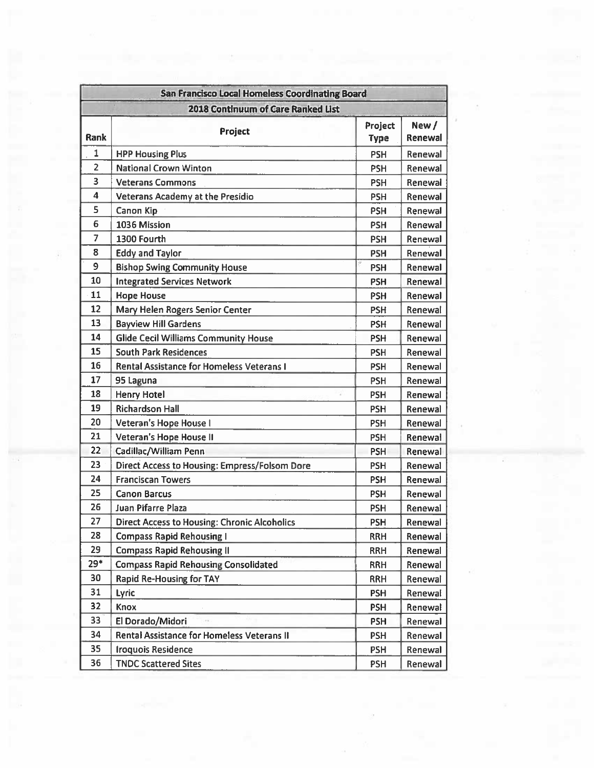| San Francisco Local Homeless Coordinating Board | | | |
|---|---|---|---|
| 2018 Continuum of Care Ranked List | | | |
| Rank | Project | Project Type | New / Renewal |
| 1 | HPP Housing Plus | PSH | Renewal |
| 2 | National Crown Winton | PSH | Renewal |
| 3 | Veterans Commons | PSH | Renewal |
| 4 | Veterans Academy at the Presidio | PSH | Renewal |
| 5 | Canon Kip | PSH | Renewal |
| 6 | 1036 Mission | PSH | Renewal |
| 7 | 1300 Fourth | PSH | Renewal |
| 8 | Eddy and Taylor | PSH | Renewal |
| 9 | Bishop Swing Community House | PSH | Renewal |
| 10 | Integrated Services Network | PSH | Renewal |
| 11 | Hope House | PSH | Renewal |
| 12 | Mary Helen Rogers Senior Center | PSH | Renewal |
| 13 | Bayview Hill Gardens | PSH | Renewal |
| 14 | Glide Cecil Williams Community House | PSH | Renewal |
| 15 | South Park Residences | PSH | Renewal |
| 16 | Rental Assistance for Homeless Veterans I | PSH | Renewal |
| 17 | 95 Laguna | PSH | Renewal |
| 18 | Henry Hotel | PSH | Renewal |
| 19 | Richardson Hall | PSH | Renewal |
| 20 | Veteran's Hope House I | PSH | Renewal |
| 21 | Veteran's Hope House II | PSH | Renewal |
| 22 | Cadillac/William Penn | PSH | Renewal |
| 23 | Direct Access to Housing: Empress/Folsom Dore | PSH | Renewal |
| 24 | Franciscan Towers | PSH | Renewal |
| 25 | Canon Barcus | PSH | Renewal |
| 26 | Juan Pifarre Plaza | PSH | Renewal |
| 27 | Direct Access to Housing: Chronic Alcoholics | PSH | Renewal |
| 28 | Compass Rapid Rehousing I | RRH | Renewal |
| 29 | Compass Rapid Rehousing II | RRH | Renewal |
| 29* | Compass Rapid Rehousing Consolidated | RRH | Renewal |
| 30 | Rapid Re-Housing for TAY | RRH | Renewal |
| 31 | Lyric | PSH | Renewal |
| 32 | Knox | PSH | Renewal |
| 33 | El Dorado/Midori | PSH | Renewal |
| 34 | Rental Assistance for Homeless Veterans II | PSH | Renewal |
| 35 | Iroquois Residence | PSH | Renewal |
| 36 | TNDC Scattered Sites | PSH | Renewal |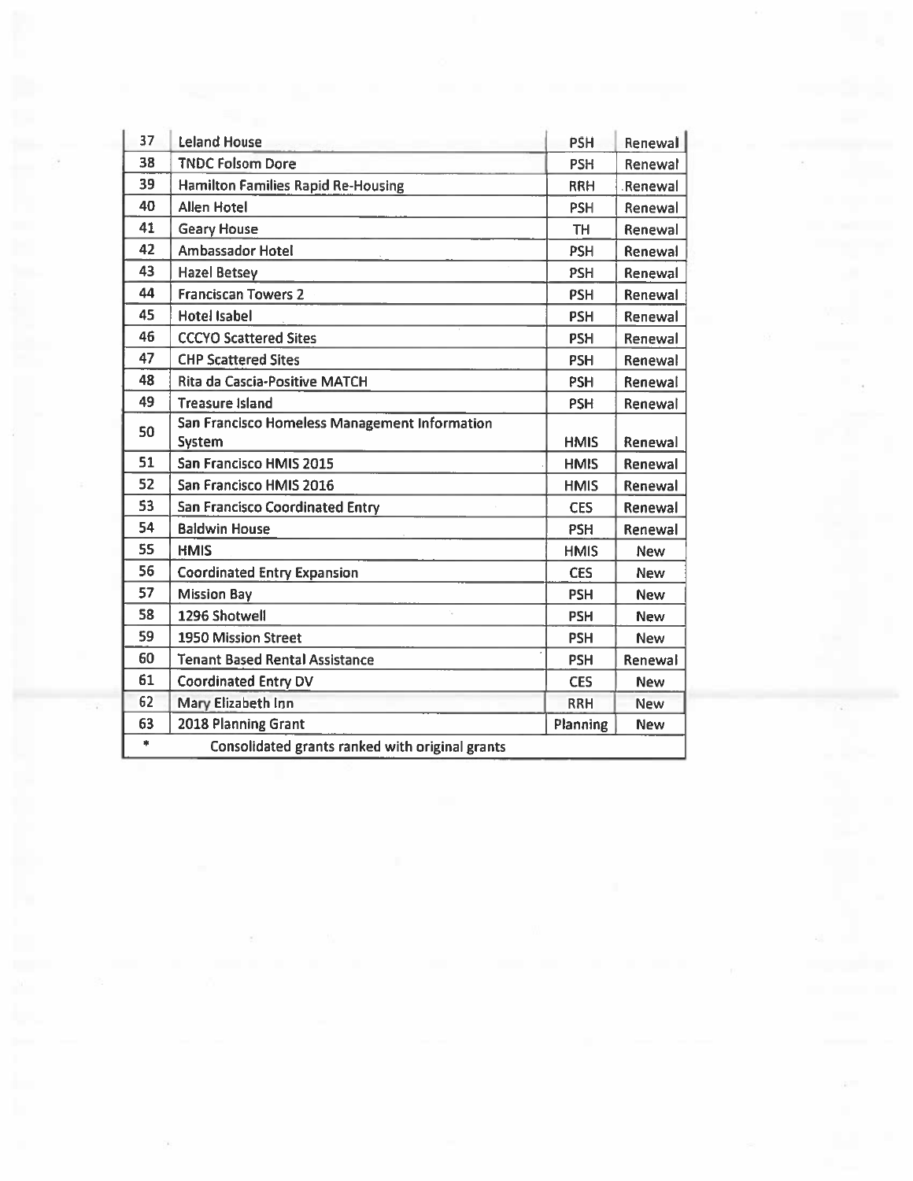| | | | |
|---|---|---|---|
| 37 | Leland House | PSH | Renewal |
| 38 | TNDC Folsom Dore | PSH | Renewal |
| 39 | Hamilton Families Rapid Re-Housing | RRH | Renewal |
| 40 | Allen Hotel | PSH | Renewal |
| 41 | Geary House | TH | Renewal |
| 42 | Ambassador Hotel | PSH | Renewal |
| 43 | Hazel Betsey | PSH | Renewal |
| 44 | Franciscan Towers 2 | PSH | Renewal |
| 45 | Hotel Isabel | PSH | Renewal |
| 46 | CCCYO Scattered Sites | PSH | Renewal |
| 47 | CHP Scattered Sites | PSH | Renewal |
| 48 | Rita da Cascia-Positive MATCH | PSH | Renewal |
| 49 | Treasure Island | PSH | Renewal |
| 50 | San Francisco Homeless Management Information System | HMIS | Renewal |
| 51 | San Francisco HMIS 2015 | HMIS | Renewal |
| 52 | San Francisco HMIS 2016 | HMIS | Renewal |
| 53 | San Francisco Coordinated Entry | CES | Renewal |
| 54 | Baldwin House | PSH | Renewal |
| 55 | HMIS | HMIS | New |
| 56 | Coordinated Entry Expansion | CES | New |
| 57 | Mission Bay | PSH | New |
| 58 | 1296 Shotwell | PSH | New |
| 59 | 1950 Mission Street | PSH | New |
| 60 | Tenant Based Rental Assistance | PSH | Renewal |
| 61 | Coordinated Entry DV | CES | New |
| 62 | Mary Elizabeth Inn | RRH | New |
| 63 | 2018 Planning Grant | Planning | New |
| * | Consolidated grants ranked with original grants | | |